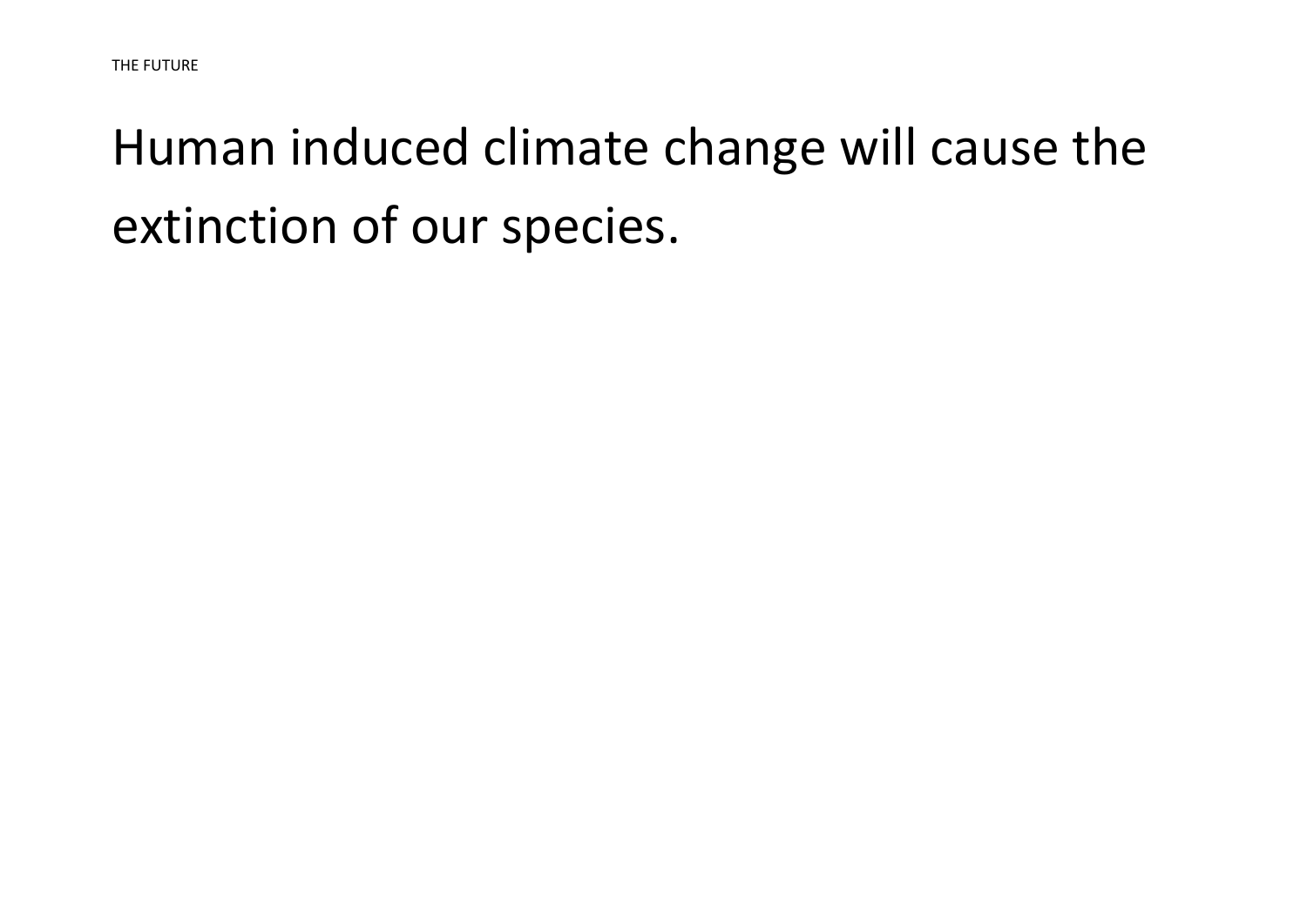Human induced climate change will cause the extinction of our species.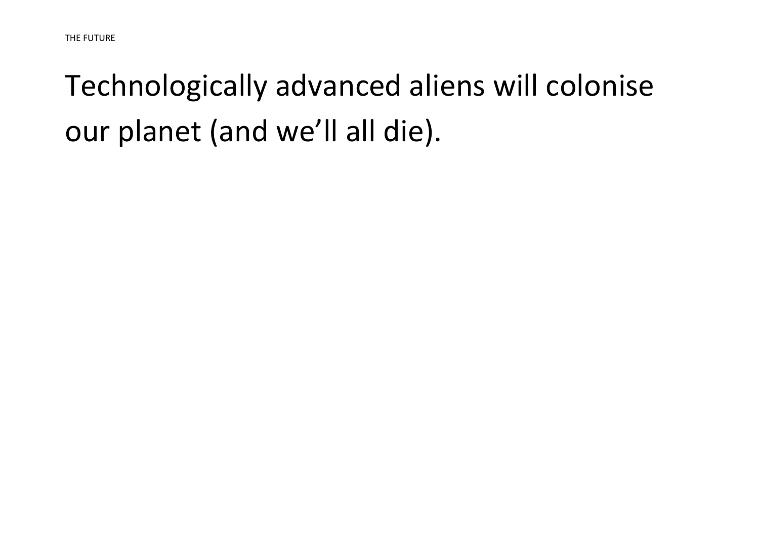THE FUTURE

Technologically advanced aliens will colonise our planet (and we'll all die).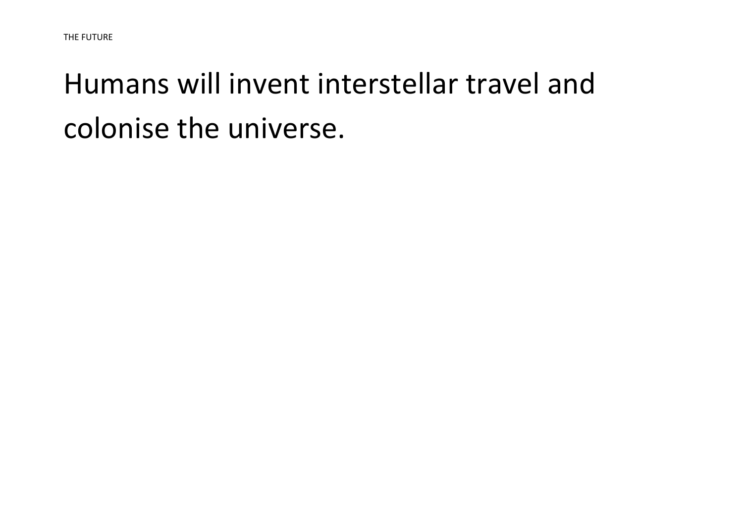Humans will invent interstellar travel and colonise the universe.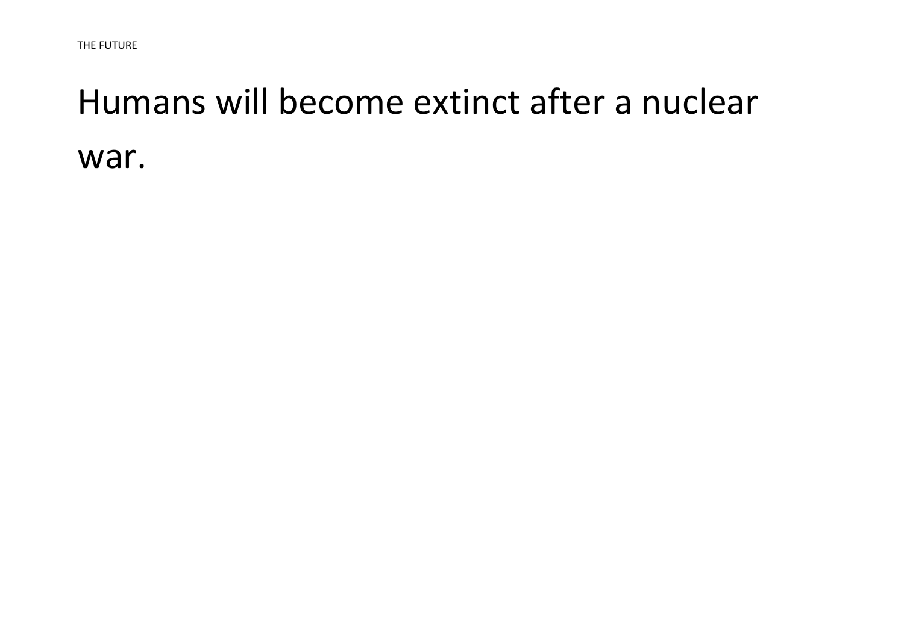Humans will become extinct after a nuclear war.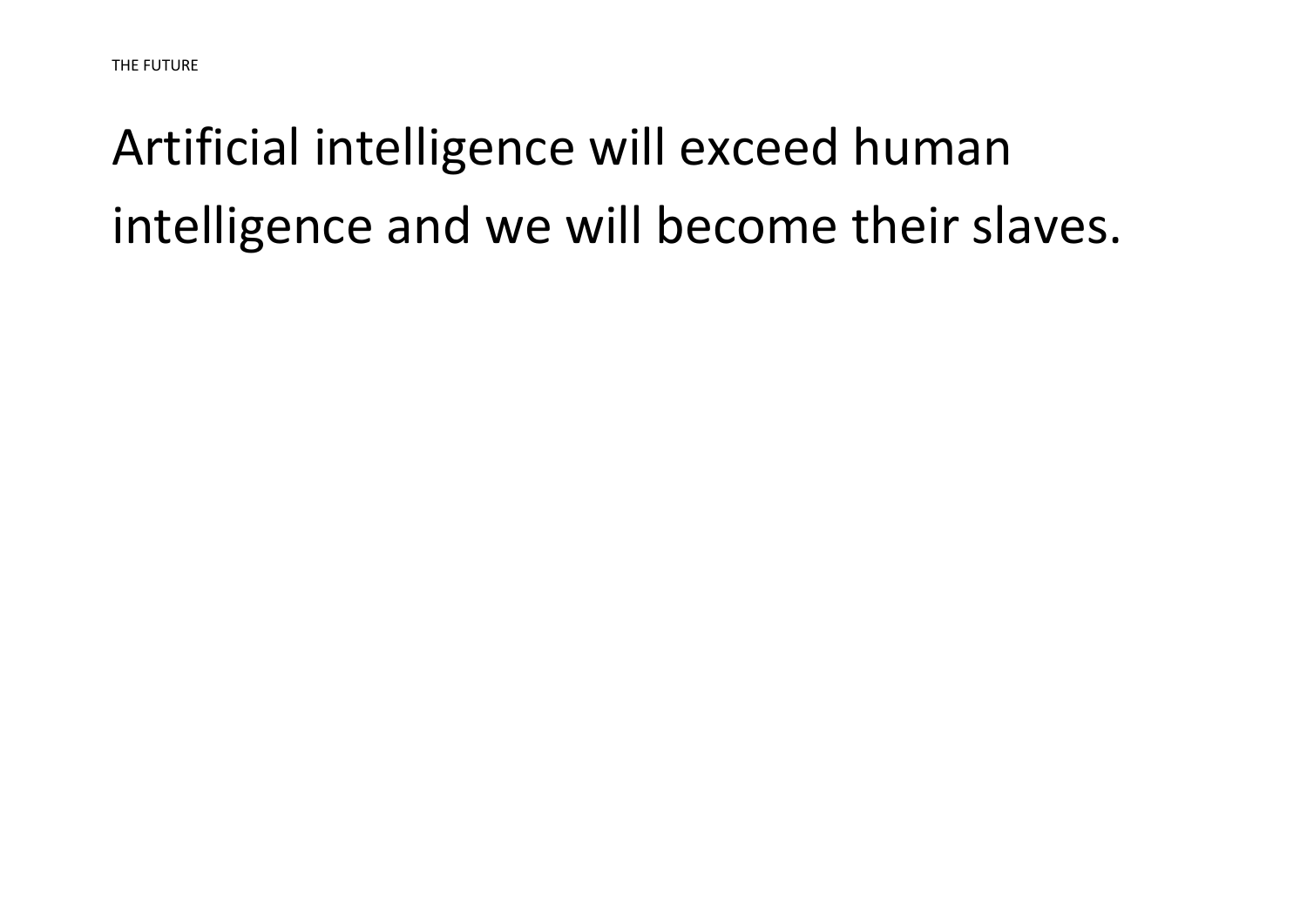THE FUTURE

# Artificial intelligence will exceed human intelligence and we will become their slaves.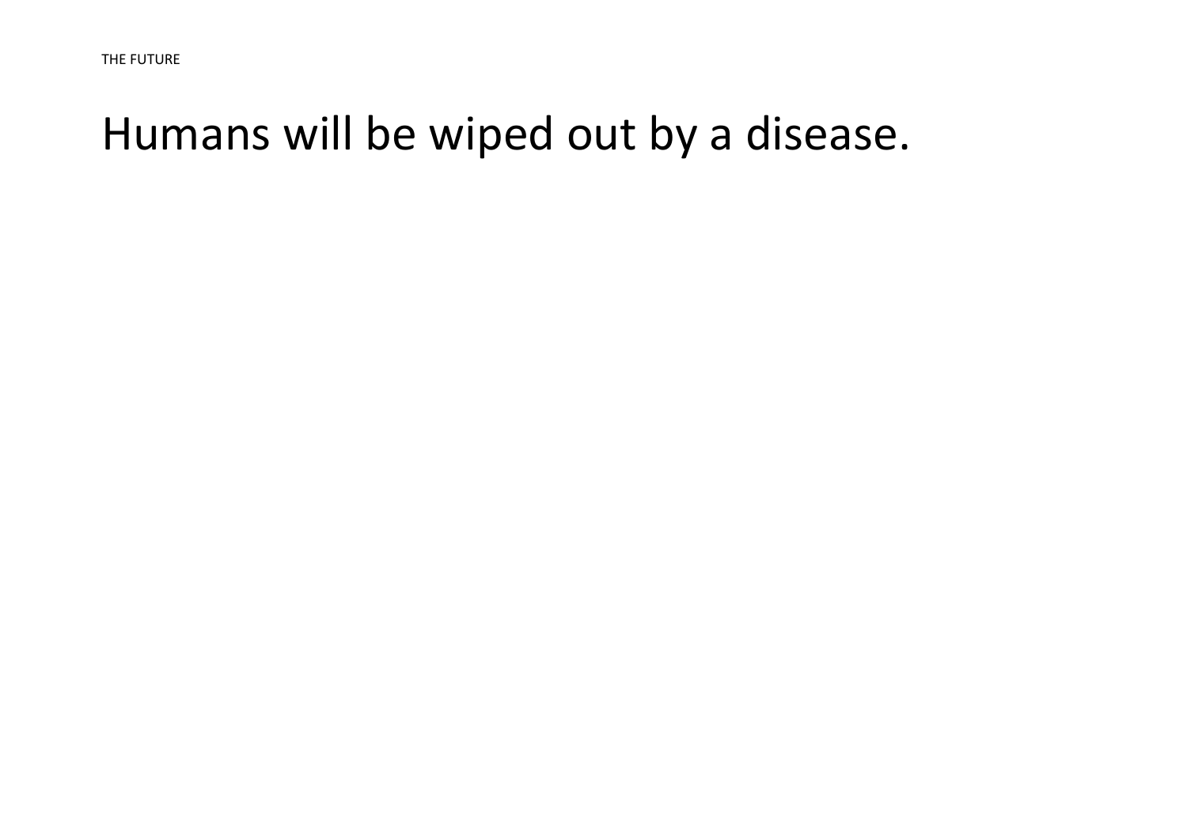# Humans will be wiped out by a disease.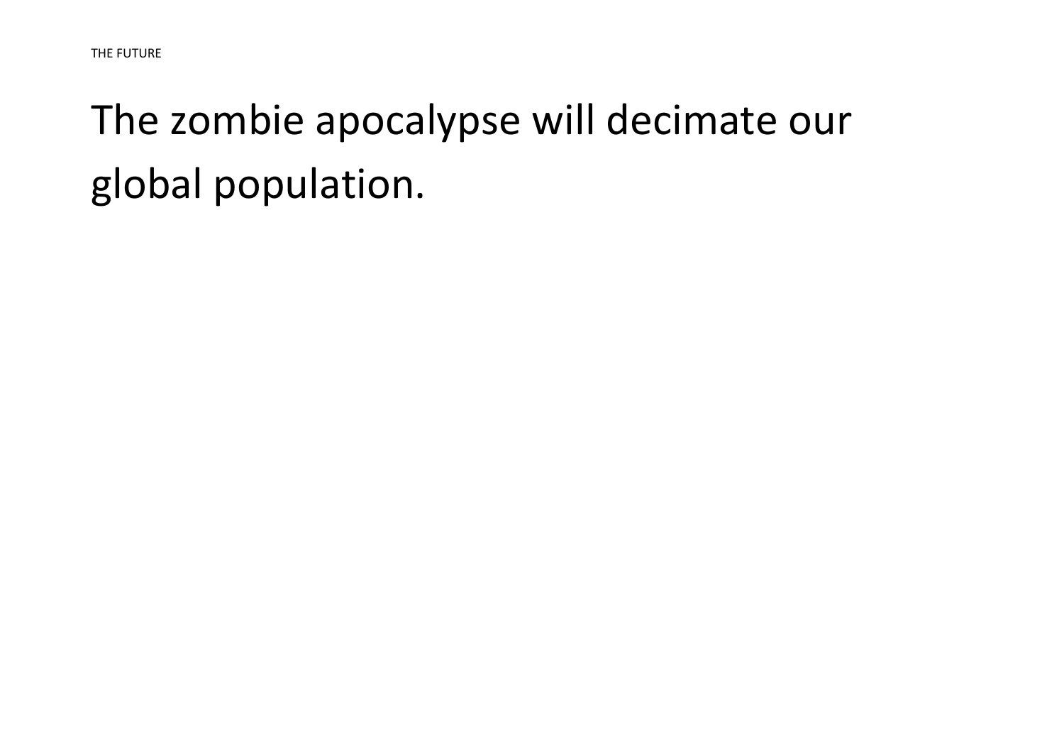THE FUTURE

# The zombie apocalypse will decimate our global population.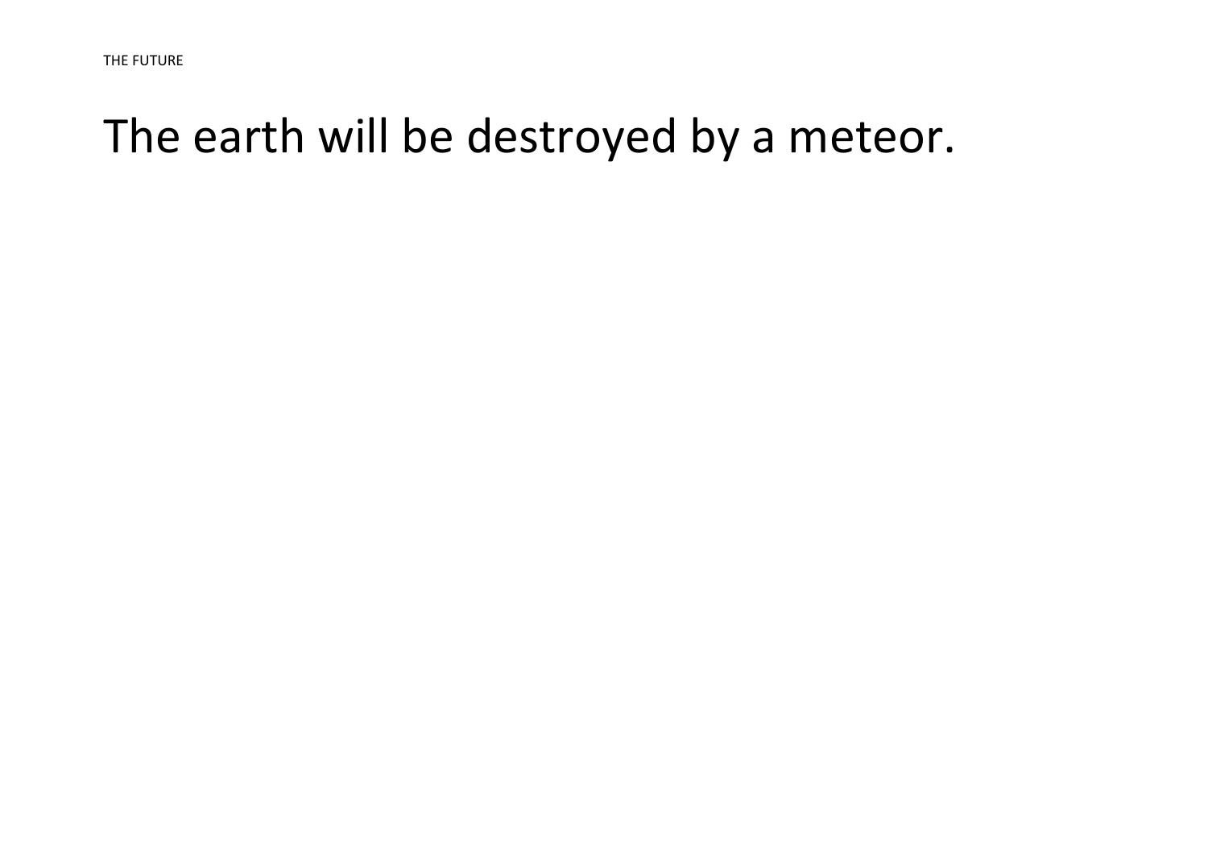The earth will be destroyed by a meteor.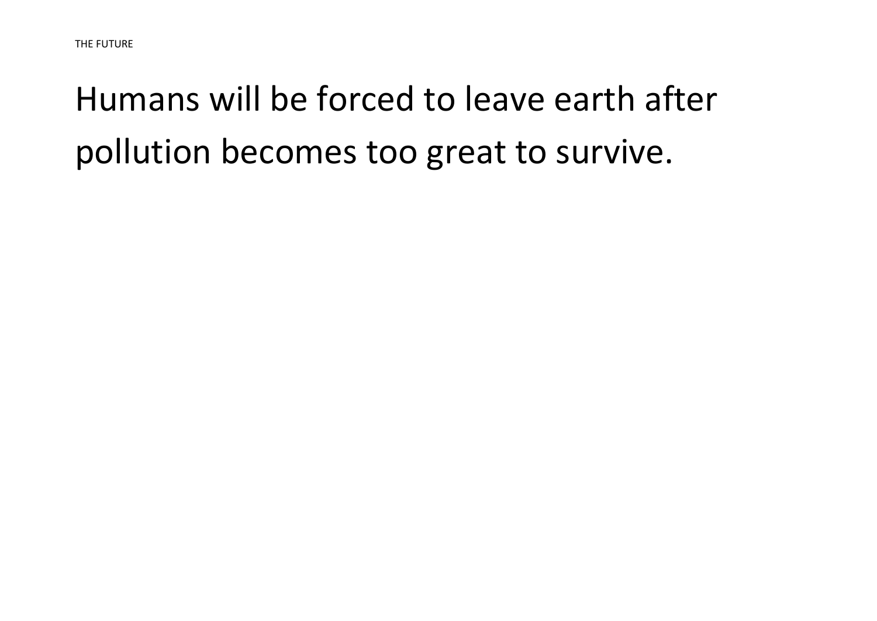Humans will be forced to leave earth after pollution becomes too great to survive.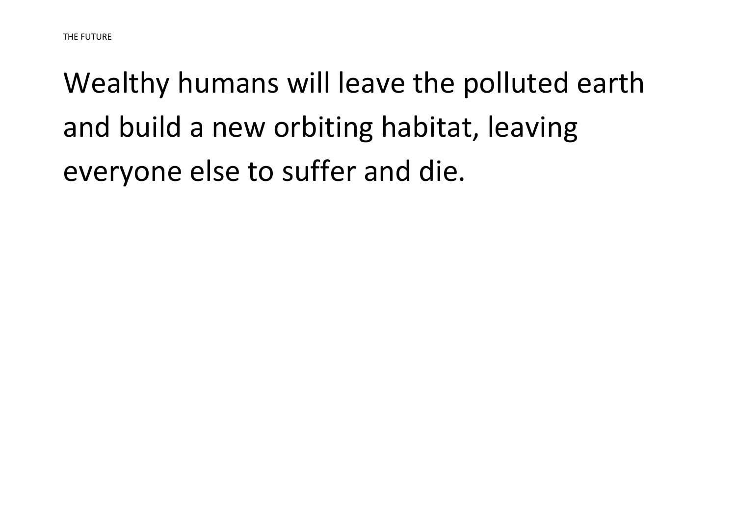Wealthy humans will leave the polluted earth and build a new orbiting habitat, leaving everyone else to suffer and die.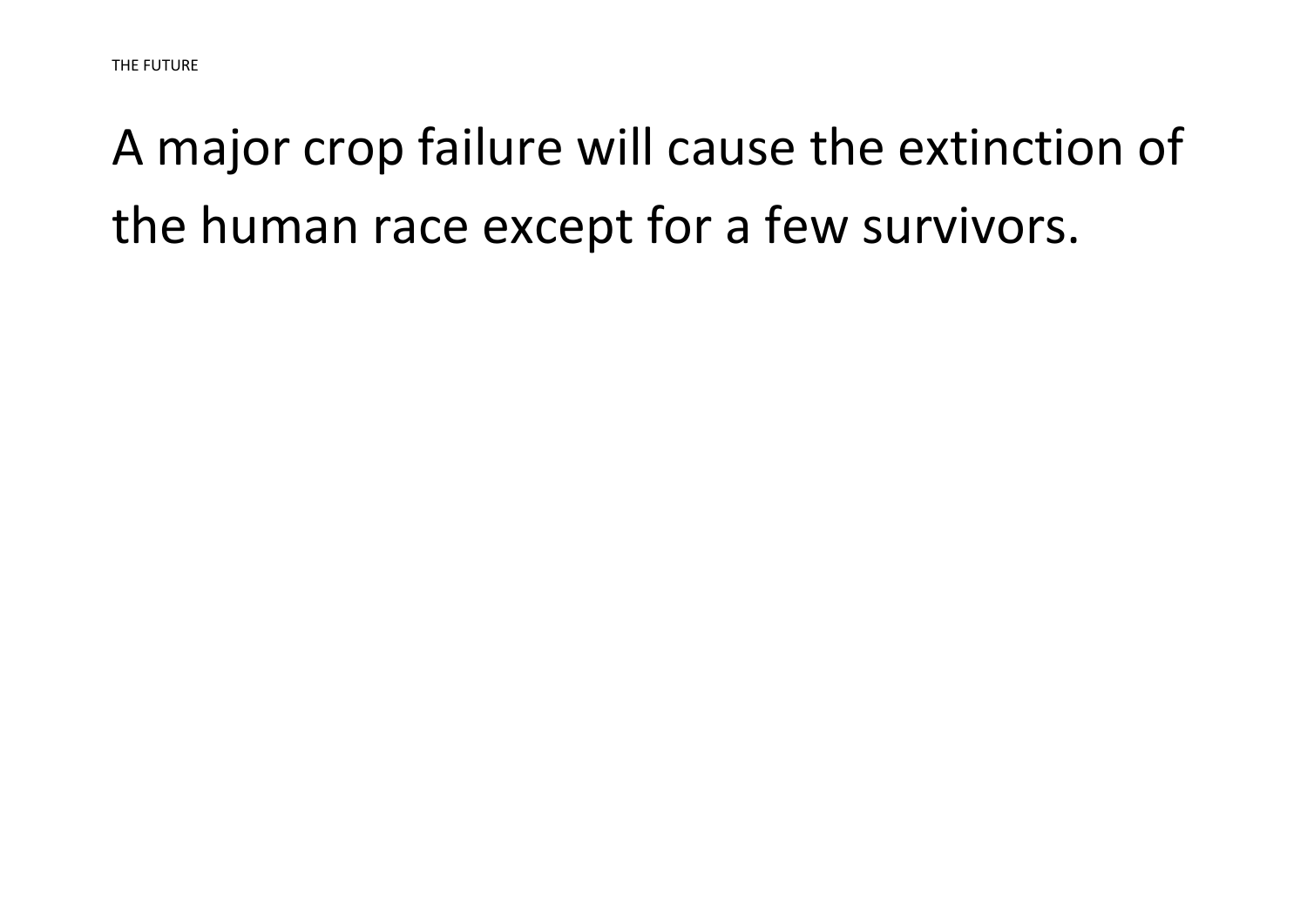A major crop failure will cause the extinction of the human race except for a few survivors.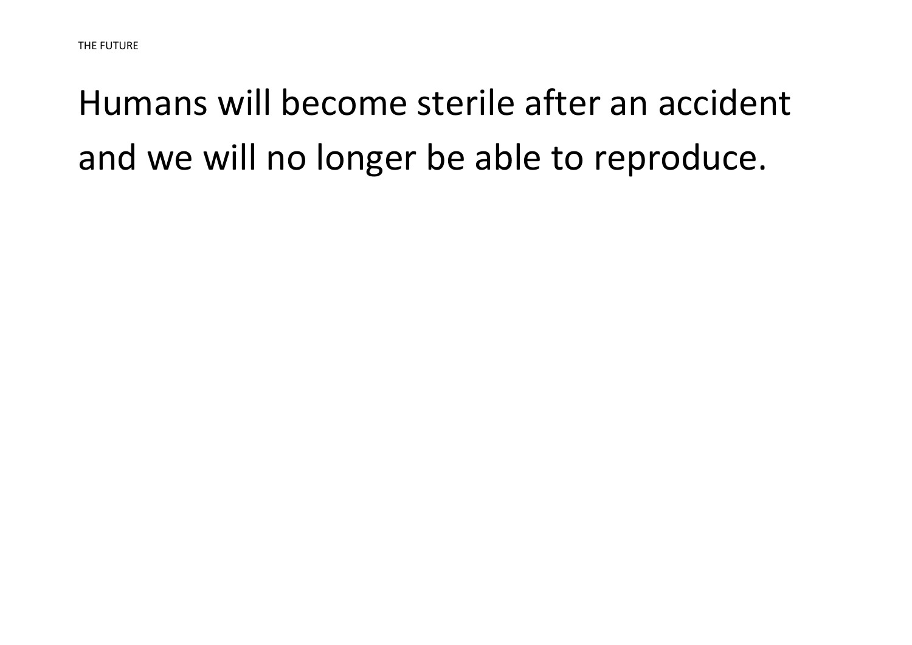Humans will become sterile after an accident and we will no longer be able to reproduce.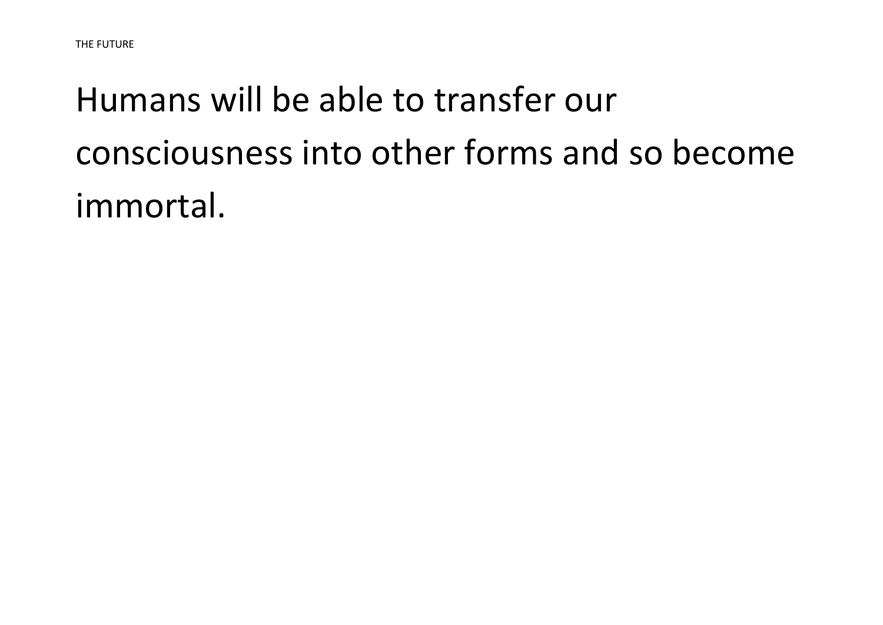Humans will be able to transfer our consciousness into other forms and so become immortal.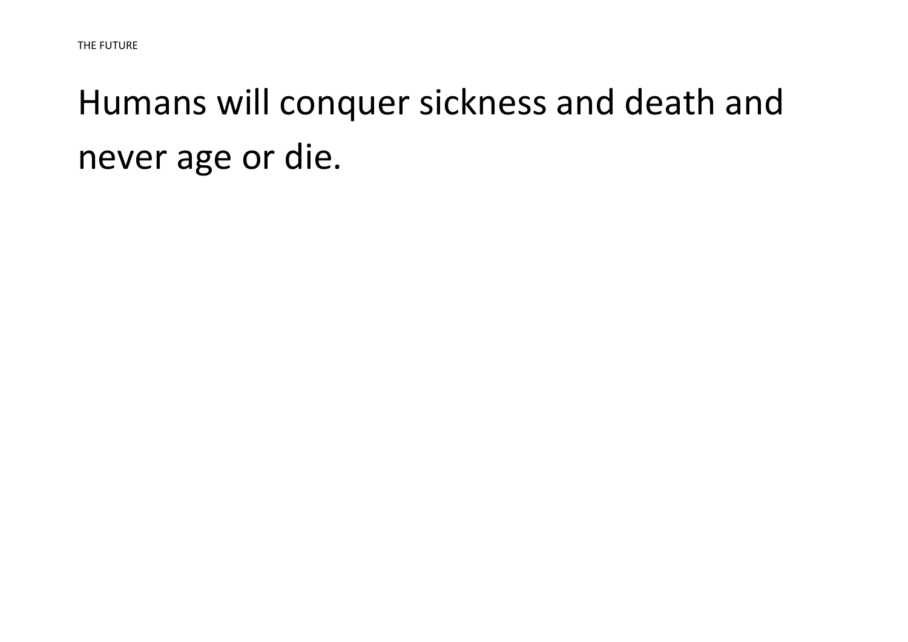Humans will conquer sickness and death and never age or die.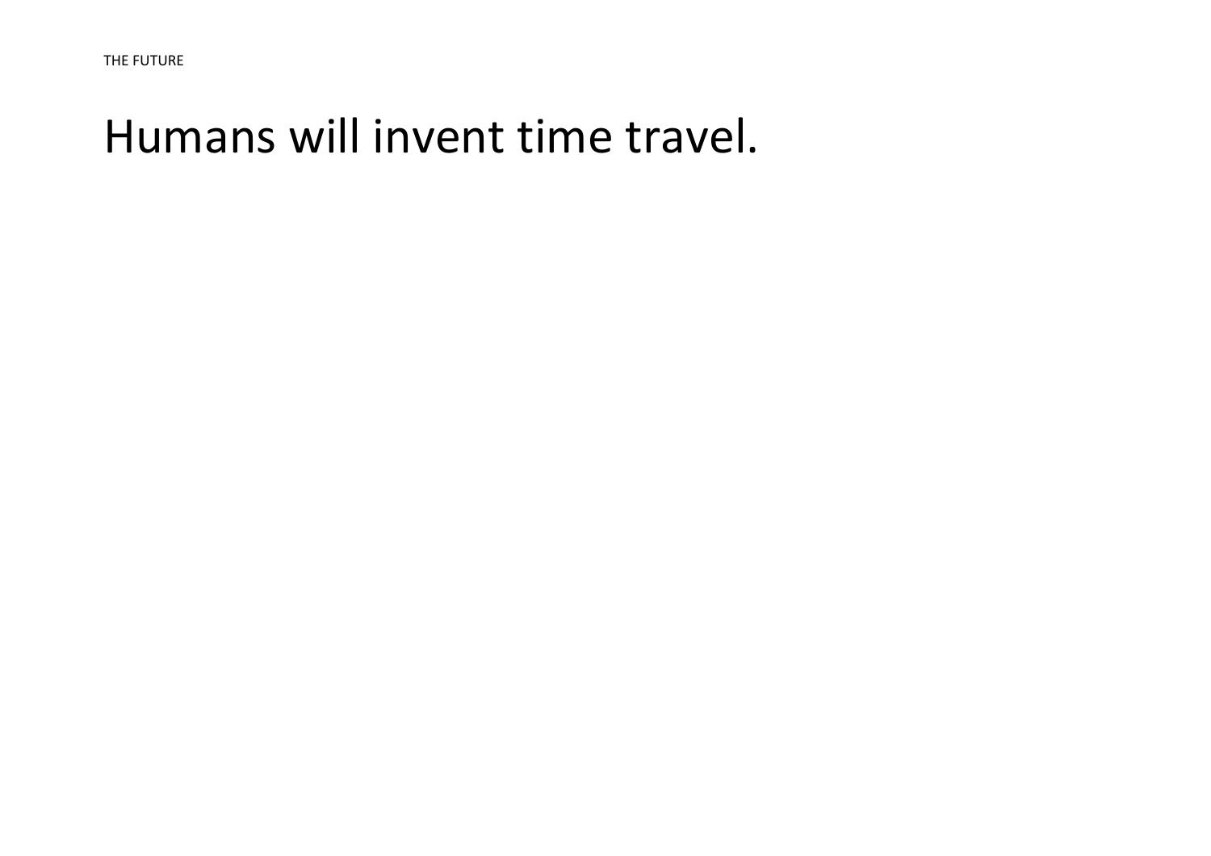THE FUTURE

# Humans will invent time travel.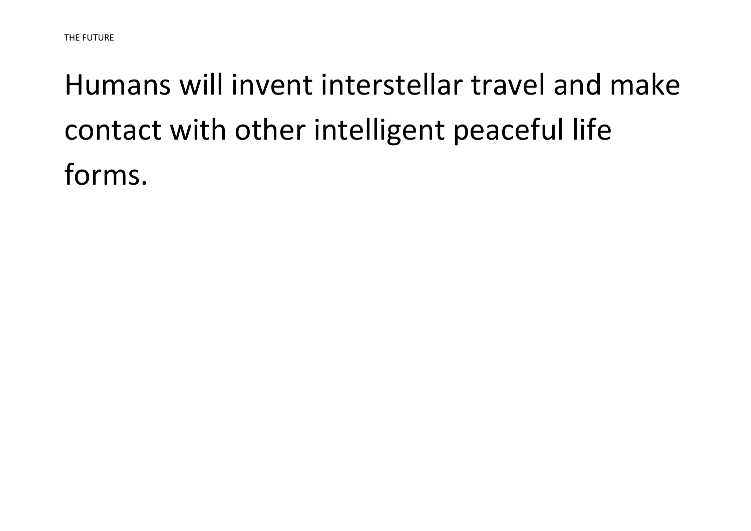Humans will invent interstellar travel and make contact with other intelligent peaceful life forms.